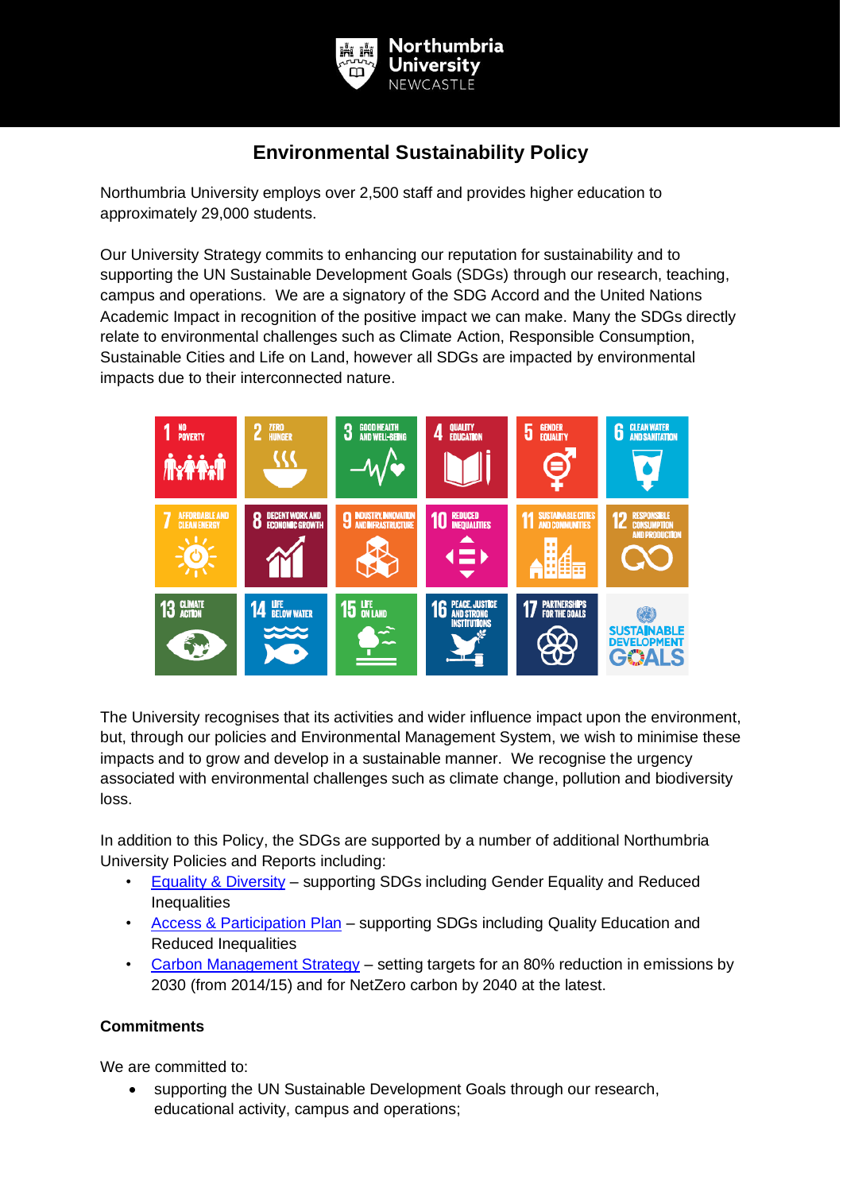# Environmental Sustainability Policy

Northumbria University employs over 2,500 staff and provides higher education to approximately 29,000 students.

Our University Strategy commits to enhancing our reputation for sustainability and to supporting the UN Sustainable Development Goals (SDGs) through our research, teaching, campus and operations. We are a signatory of the SDG Accord and the United Nations Academic Impact in recognition of the positive impact we can make. Many the SDGs directly relate to environmental challenges such as Climate Action, Responsible Consumption, Sustainable Cities and Life on Land, however all SDGs are impacted by environmental impacts due to their interconnected nature.

The University recognises that its activities and wider influence impact upon the environment, but, through our policies and Environmental Management System, we wish to minimise these impacts and to grow and develop in a sustainable manner. We recognise the urgency associated with environmental challenges such as climate change, pollution and biodiversity loss.

In addition to this Policy, the SDGs are supported by a number of additional Northumbria University Policies and Reports including:

- Equality & Diversity – supporting SDGs including Gender Equality and Reduced Inequalities
- Access & Participation Plan – supporting SDGs including Quality Education and Reduced Inequalities
- Carbon Management Strategy – setting targets for an 80% reduction in emissions by 2030 (from 2014/15) and for NetZero carbon by 2040 at the latest.

**Commitments**

We are committed to:

- supporting the UN Sustainable Development Goals through our research, educational activity, campus and operations;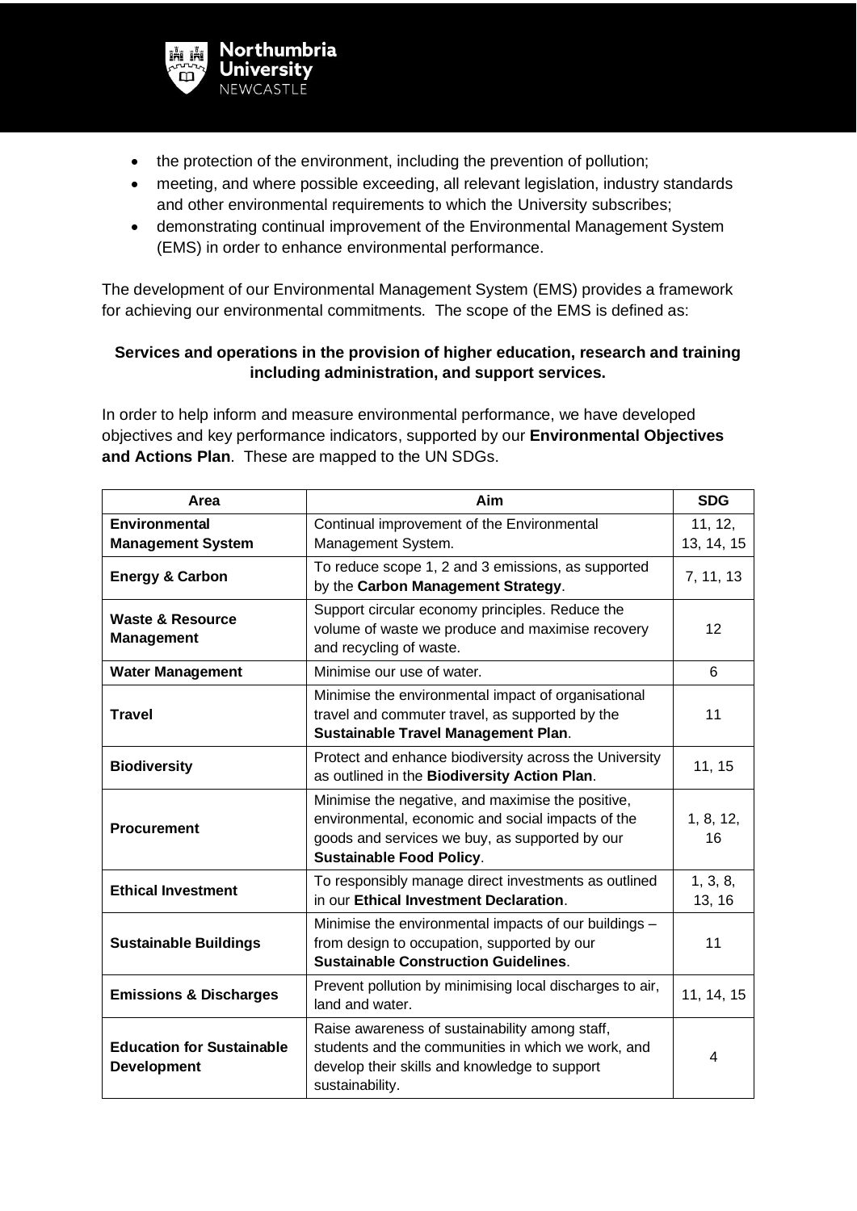- the protection of the environment, including the prevention of pollution;
- meeting, and where possible exceeding, all relevant legislation, industry standards and other environmental requirements to which the University subscribes;
- demonstrating continual improvement of the Environmental Management System (EMS) in order to enhance environmental performance.

The development of our Environmental Management System (EMS) provides a framework for achieving our environmental commitments. The scope of the EMS is defined as:

**Services and operations in the provision of higher education, research and training including administration, and support services.**

In order to help inform and measure environmental performance, we have developed objectives and key performance indicators, supported by our **Environmental Objectives and Actions Plan**. These are mapped to the UN SDGs.

| Area | Aim | SDG |
|---|---|---|
| **Environmental Management System** | Continual improvement of the Environmental Management System. | 11, 12, 13, 14, 15 |
| **Energy & Carbon** | To reduce scope 1, 2 and 3 emissions, as supported by the **Carbon Management Strategy**. | 7, 11, 13 |
| **Waste & Resource Management** | Support circular economy principles. Reduce the volume of waste we produce and maximise recovery and recycling of waste. | 12 |
| **Water Management** | Minimise our use of water. | 6 |
| **Travel** | Minimise the environmental impact of organisational travel and commuter travel, as supported by the **Sustainable Travel Management Plan**. | 11 |
| **Biodiversity** | Protect and enhance biodiversity across the University as outlined in the **Biodiversity Action Plan**. | 11, 15 |
| **Procurement** | Minimise the negative, and maximise the positive, environmental, economic and social impacts of the goods and services we buy, as supported by our **Sustainable Food Policy**. | 1, 8, 12, 16 |
| **Ethical Investment** | To responsibly manage direct investments as outlined in our **Ethical Investment Declaration**. | 1, 3, 8, 13, 16 |
| **Sustainable Buildings** | Minimise the environmental impacts of our buildings – from design to occupation, supported by our **Sustainable Construction Guidelines**. | 11 |
| **Emissions & Discharges** | Prevent pollution by minimising local discharges to air, land and water. | 11, 14, 15 |
| **Education for Sustainable Development** | Raise awareness of sustainability among staff, students and the communities in which we work, and develop their skills and knowledge to support sustainability. | 4 |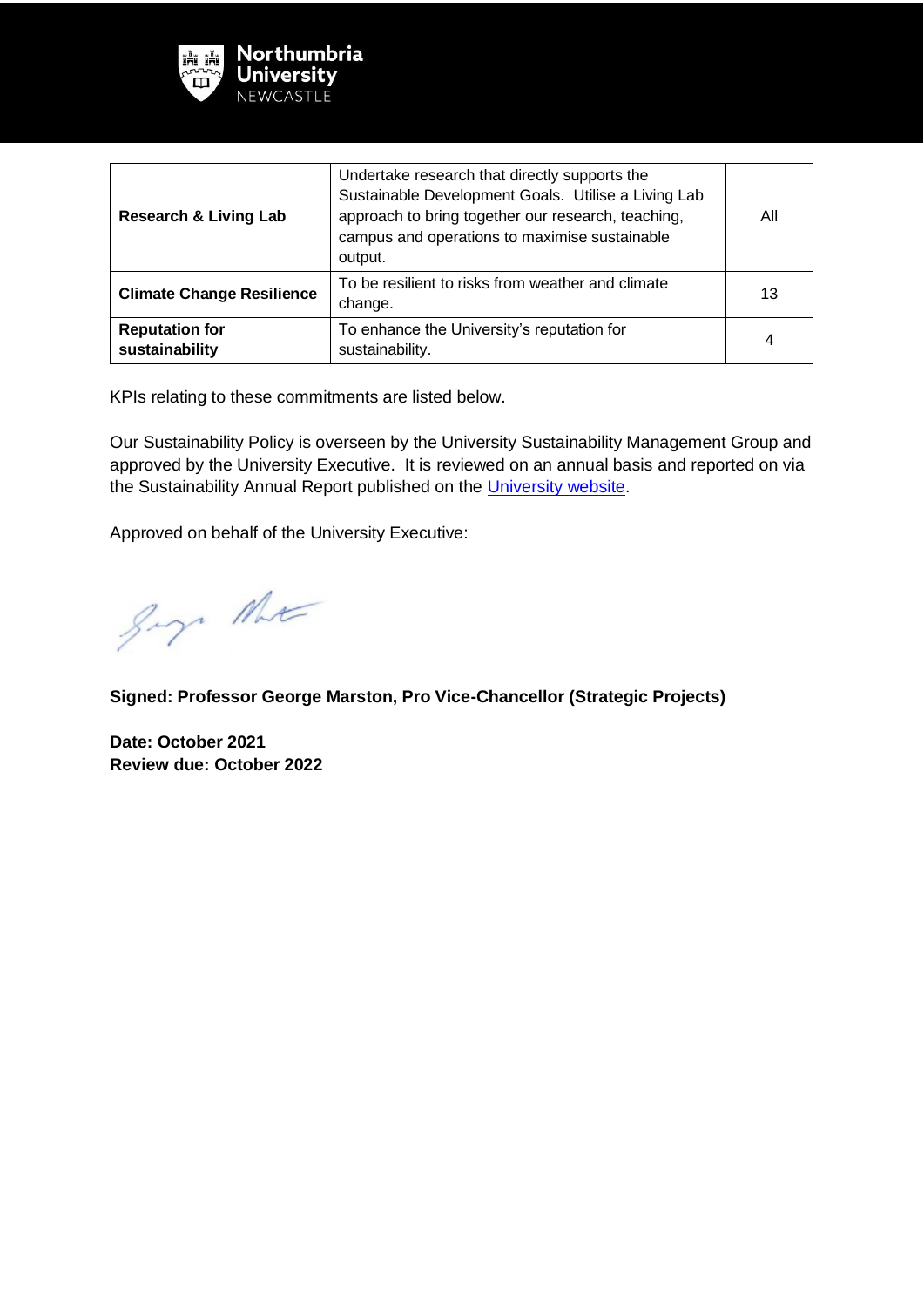| | | |
|---|---|---|
| **Research & Living Lab** | Undertake research that directly supports the Sustainable Development Goals. Utilise a Living Lab approach to bring together our research, teaching, campus and operations to maximise sustainable output. | All |
| **Climate Change Resilience** | To be resilient to risks from weather and climate change. | 13 |
| **Reputation for sustainability** | To enhance the University's reputation for sustainability. | 4 |

KPIs relating to these commitments are listed below.

Our Sustainability Policy is overseen by the University Sustainability Management Group and approved by the University Executive. It is reviewed on an annual basis and reported on via the Sustainability Annual Report published on the University website.

Approved on behalf of the University Executive:

**Signed: Professor George Marston, Pro Vice-Chancellor (Strategic Projects)**

**Date: October 2021**
**Review due: October 2022**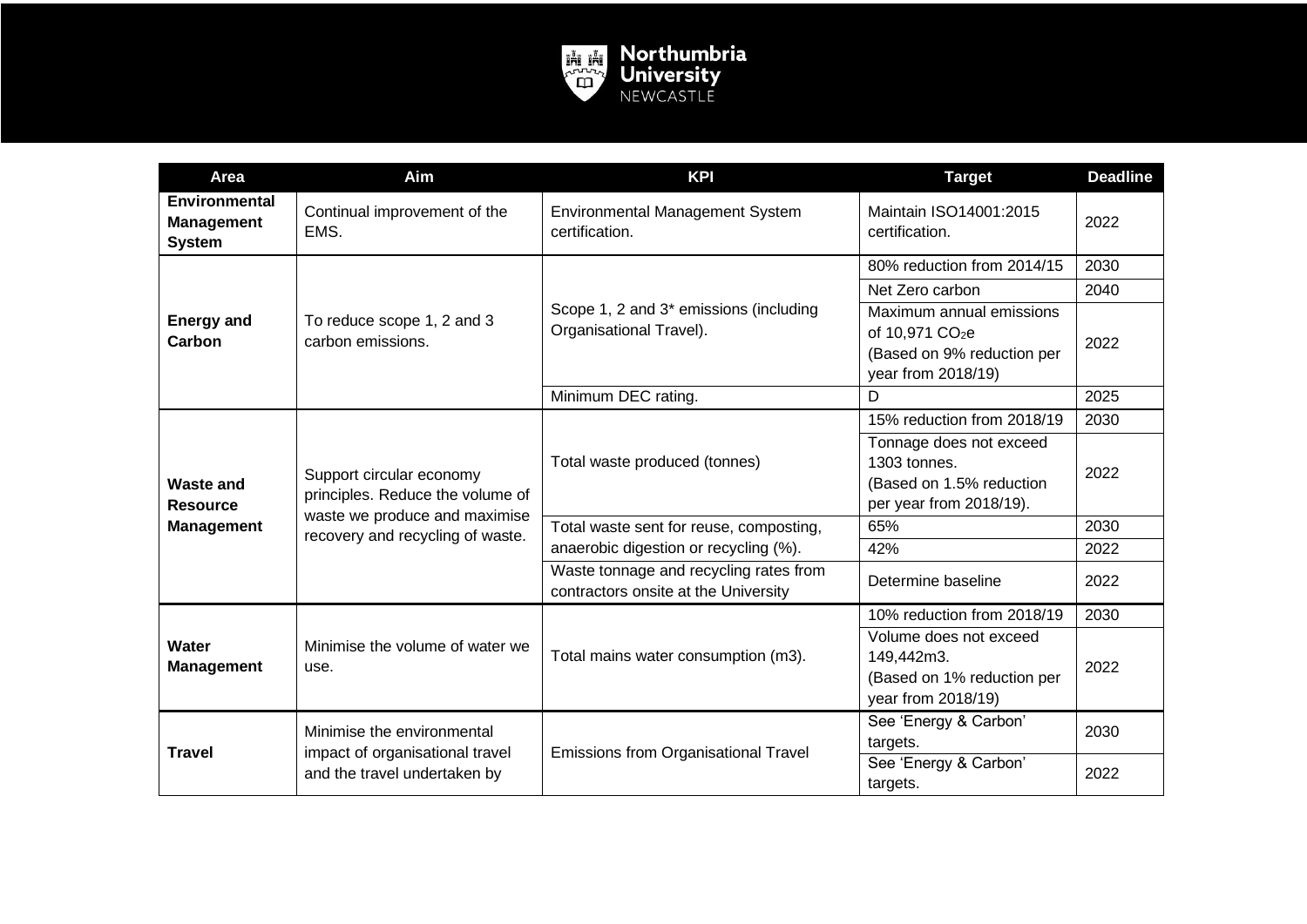| Area | Aim | KPI | Target | Deadline |
|---|---|---|---|---|
| **Environmental Management System** | Continual improvement of the EMS. | Environmental Management System certification. | Maintain ISO14001:2015 certification. | 2022 |
| **Energy and Carbon** | To reduce scope 1, 2 and 3 carbon emissions. | Scope 1, 2 and 3* emissions (including Organisational Travel). | 80% reduction from 2014/15 | 2030 |
| | | | Net Zero carbon | 2040 |
| | | | Maximum annual emissions of 10,971 $CO_2e$ (Based on 9% reduction per year from 2018/19) | 2022 |
| | | Minimum DEC rating. | D | 2025 |
| **Waste and Resource Management** | Support circular economy principles. Reduce the volume of waste we produce and maximise recovery and recycling of waste. | Total waste produced (tonnes) | 15% reduction from 2018/19 | 2030 |
| | | | Tonnage does not exceed 1303 tonnes. (Based on 1.5% reduction per year from 2018/19). | 2022 |
| | | Total waste sent for reuse, composting, anaerobic digestion or recycling (%). | 65% | 2030 |
| | | | 42% | 2022 |
| | | Waste tonnage and recycling rates from contractors onsite at the University | Determine baseline | 2022 |
| **Water Management** | Minimise the volume of water we use. | Total mains water consumption (m3). | 10% reduction from 2018/19 | 2030 |
| | | | Volume does not exceed 149,442m3. (Based on 1% reduction per year from 2018/19) | 2022 |
| **Travel** | Minimise the environmental impact of organisational travel and the travel undertaken by | Emissions from Organisational Travel | See 'Energy & Carbon' targets. | 2030 |
| | | | See 'Energy & Carbon' targets. | 2022 |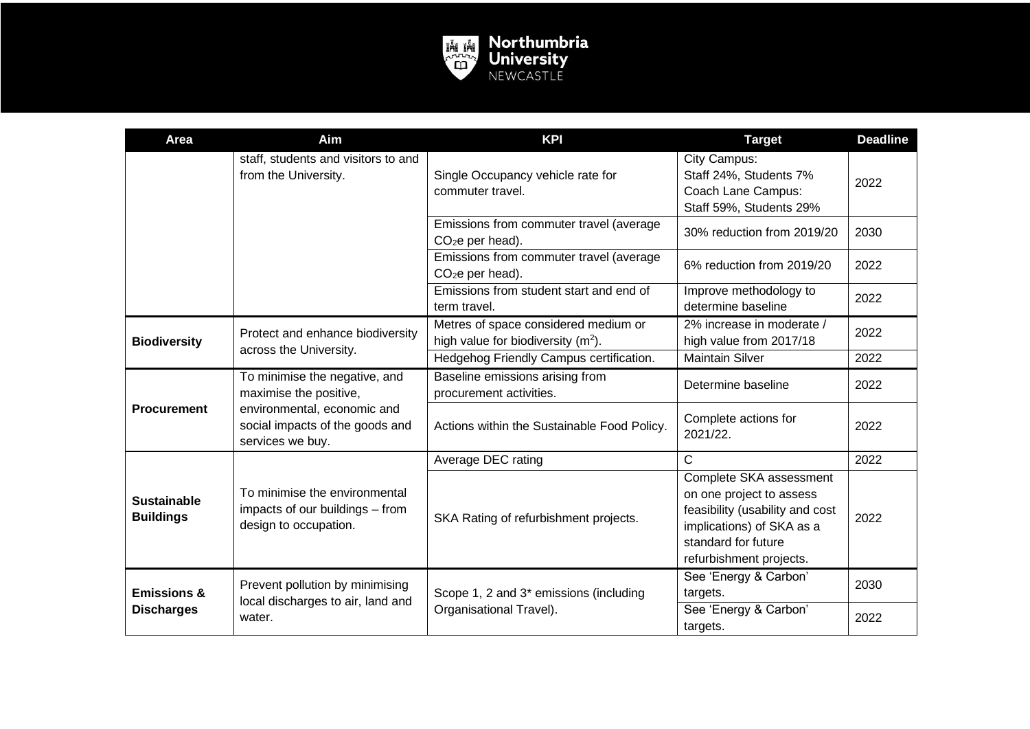| Area | Aim | KPI | Target | Deadline |
|---|---|---|---|---|
| | staff, students and visitors to and from the University. | Single Occupancy vehicle rate for commuter travel. | City Campus: Staff 24%, Students 7% Coach Lane Campus: Staff 59%, Students 29% | 2022 |
| | | Emissions from commuter travel (average $CO_2e$ per head). | 30% reduction from 2019/20 | 2030 |
| | | Emissions from commuter travel (average $CO_2e$ per head). | 6% reduction from 2019/20 | 2022 |
| | | Emissions from student start and end of term travel. | Improve methodology to determine baseline | 2022 |
| **Biodiversity** | Protect and enhance biodiversity across the University. | Metres of space considered medium or high value for biodiversity ($m^2$). | 2% increase in moderate / high value from 2017/18 | 2022 |
| | | Hedgehog Friendly Campus certification. | Maintain Silver | 2022 |
| **Procurement** | To minimise the negative, and maximise the positive, environmental, economic and social impacts of the goods and services we buy. | Baseline emissions arising from procurement activities. | Determine baseline | 2022 |
| | | Actions within the Sustainable Food Policy. | Complete actions for 2021/22. | 2022 |
| **Sustainable Buildings** | To minimise the environmental impacts of our buildings – from design to occupation. | Average DEC rating | C | 2022 |
| | | SKA Rating of refurbishment projects. | Complete SKA assessment on one project to assess feasibility (usability and cost implications) of SKA as a standard for future refurbishment projects. | 2022 |
| **Emissions & Discharges** | Prevent pollution by minimising local discharges to air, land and water. | Scope 1, 2 and 3* emissions (including Organisational Travel). | See 'Energy & Carbon' targets. | 2030 |
| | | | See 'Energy & Carbon' targets. | 2022 |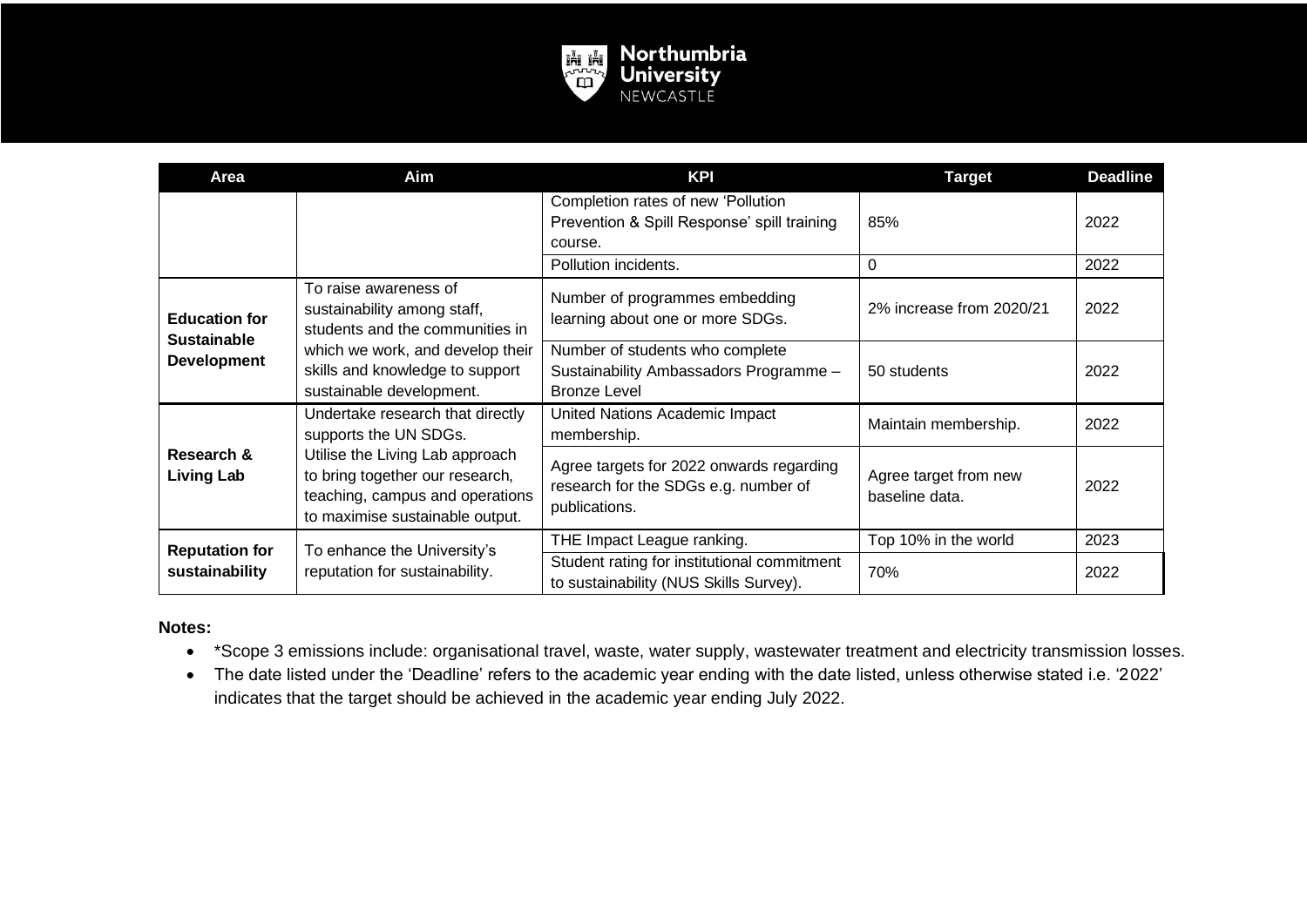| Area | Aim | KPI | Target | Deadline |
|---|---|---|---|---|
| | | Completion rates of new 'Pollution Prevention & Spill Response' spill training course. | 85% | 2022 |
| | | Pollution incidents. | 0 | 2022 |
| **Education for Sustainable Development** | To raise awareness of sustainability among staff, students and the communities in which we work, and develop their skills and knowledge to support sustainable development. | Number of programmes embedding learning about one or more SDGs. | 2% increase from 2020/21 | 2022 |
| | | Number of students who complete Sustainability Ambassadors Programme – Bronze Level | 50 students | 2022 |
| **Research & Living Lab** | Undertake research that directly supports the UN SDGs. Utilise the Living Lab approach to bring together our research, teaching, campus and operations to maximise sustainable output. | United Nations Academic Impact membership. | Maintain membership. | 2022 |
| | | Agree targets for 2022 onwards regarding research for the SDGs e.g. number of publications. | Agree target from new baseline data. | 2022 |
| **Reputation for sustainability** | To enhance the University's reputation for sustainability. | THE Impact League ranking. | Top 10% in the world | 2023 |
| | | Student rating for institutional commitment to sustainability (NUS Skills Survey). | 70% | 2022 |

**Notes:**

- *Scope 3 emissions include: organisational travel, waste, water supply, wastewater treatment and electricity transmission losses.
- The date listed under the 'Deadline' refers to the academic year ending with the date listed, unless otherwise stated i.e. '2022' indicates that the target should be achieved in the academic year ending July 2022.